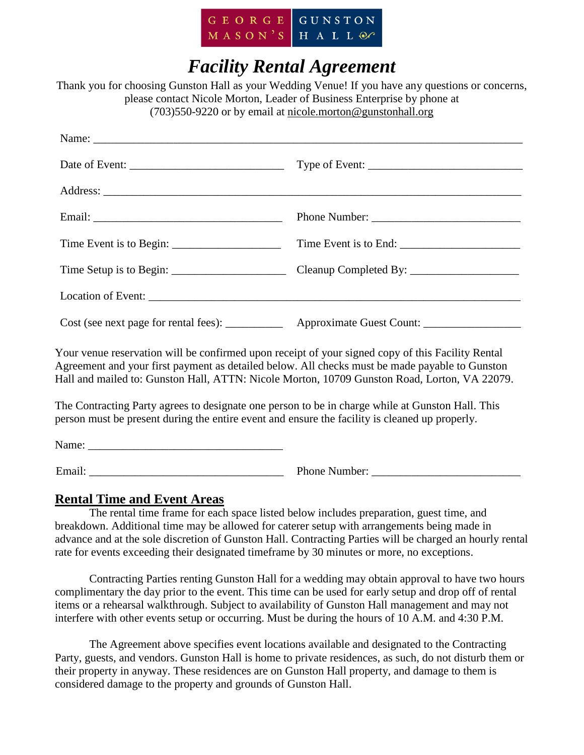GEORGE MASON'S GUNSTON HALL

# *Facility Rental Agreement*

Thank you for choosing Gunston Hall as your Wedding Venue! If you have any questions or concerns, please contact Nicole Morton, Leader of Business Enterprise by phone at (703)550-9220 or by email at nicole.morton@gunstonhall.org

Name: ____________________________________________

Date of Event: ____________________ Type of Event: ____________________

Address: ____________________________________________

Email: ____________________ Phone Number: ____________________

Time Event is to Begin: ____________________ Time Event is to End: ____________________

Time Setup is to Begin: ____________________ Cleanup Completed By: ____________________

Location of Event: ____________________________________________

Cost (see next page for rental fees): __________ Approximate Guest Count: ____________________

Your venue reservation will be confirmed upon receipt of your signed copy of this Facility Rental Agreement and your first payment as detailed below. All checks must be made payable to Gunston Hall and mailed to: Gunston Hall, ATTN: Nicole Morton, 10709 Gunston Road, Lorton, VA 22079.

The Contracting Party agrees to designate one person to be in charge while at Gunston Hall. This person must be present during the entire event and ensure the facility is cleaned up properly.

Name: ____________________

Email: ____________________ Phone Number: ____________________

## Rental Time and Event Areas

The rental time frame for each space listed below includes preparation, guest time, and breakdown. Additional time may be allowed for caterer setup with arrangements being made in advance and at the sole discretion of Gunston Hall. Contracting Parties will be charged an hourly rental rate for events exceeding their designated timeframe by 30 minutes or more, no exceptions.

Contracting Parties renting Gunston Hall for a wedding may obtain approval to have two hours complimentary the day prior to the event. This time can be used for early setup and drop off of rental items or a rehearsal walkthrough. Subject to availability of Gunston Hall management and may not interfere with other events setup or occurring. Must be during the hours of 10 A.M. and 4:30 P.M.

The Agreement above specifies event locations available and designated to the Contracting Party, guests, and vendors. Gunston Hall is home to private residences, as such, do not disturb them or their property in anyway. These residences are on Gunston Hall property, and damage to them is considered damage to the property and grounds of Gunston Hall.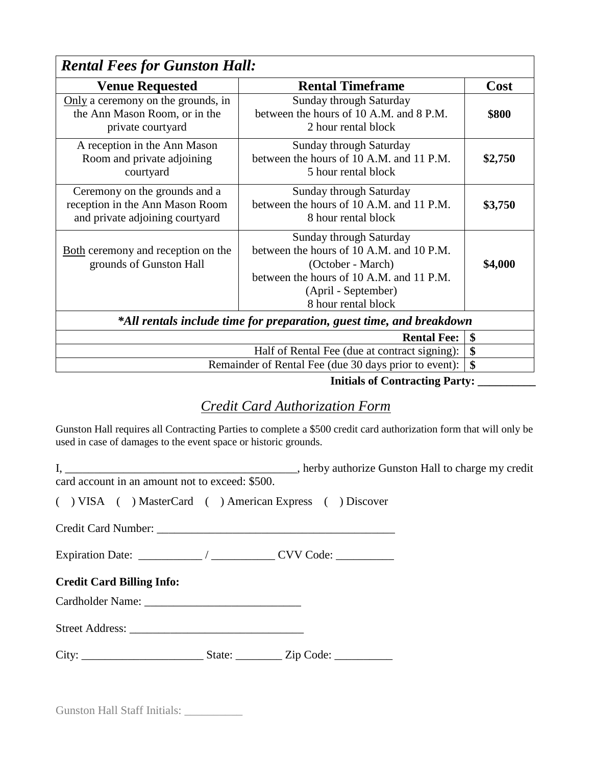| *Rental Fees for Gunston Hall:* | | |
|---|---|---|
| **Venue Requested** | **Rental Timeframe** | **Cost** |
| Only a ceremony on the grounds, in the Ann Mason Room, or in the private courtyard | Sunday through Saturday between the hours of 10 A.M. and 8 P.M. 2 hour rental block | **$800** |
| A reception in the Ann Mason Room and private adjoining courtyard | Sunday through Saturday between the hours of 10 A.M. and 11 P.M. 5 hour rental block | **$2,750** |
| Ceremony on the grounds and a reception in the Ann Mason Room and private adjoining courtyard | Sunday through Saturday between the hours of 10 A.M. and 11 P.M. 8 hour rental block | **$3,750** |
| Both ceremony and reception on the grounds of Gunston Hall | Sunday through Saturday between the hours of 10 A.M. and 10 P.M. (October - March) between the hours of 10 A.M. and 11 P.M. (April - September) 8 hour rental block | **$4,000** |
| ***All rentals include time for preparation, guest time, and breakdown** | | |
| | **Rental Fee:** | **$** |
| | Half of Rental Fee (due at contract signing): | **$** |
| | Remainder of Rental Fee (due 30 days prior to event): | **$** |

**Initials of Contracting Party: __________**

## *Credit Card Authorization Form*

Gunston Hall requires all Contracting Parties to complete a $500 credit card authorization form that will only be used in case of damages to the event space or historic grounds.

I, _________________________________________, herby authorize Gunston Hall to charge my credit card account in an amount not to exceed: $500.

( ) VISA ( ) MasterCard ( ) American Express ( ) Discover

Credit Card Number: _________________________________________

Expiration Date: ___________ / ___________ CVV Code: __________

**Credit Card Billing Info:**

Cardholder Name: ___________________________

Street Address: ______________________________

City: _____________________ State: ________ Zip Code: __________

Gunston Hall Staff Initials: __________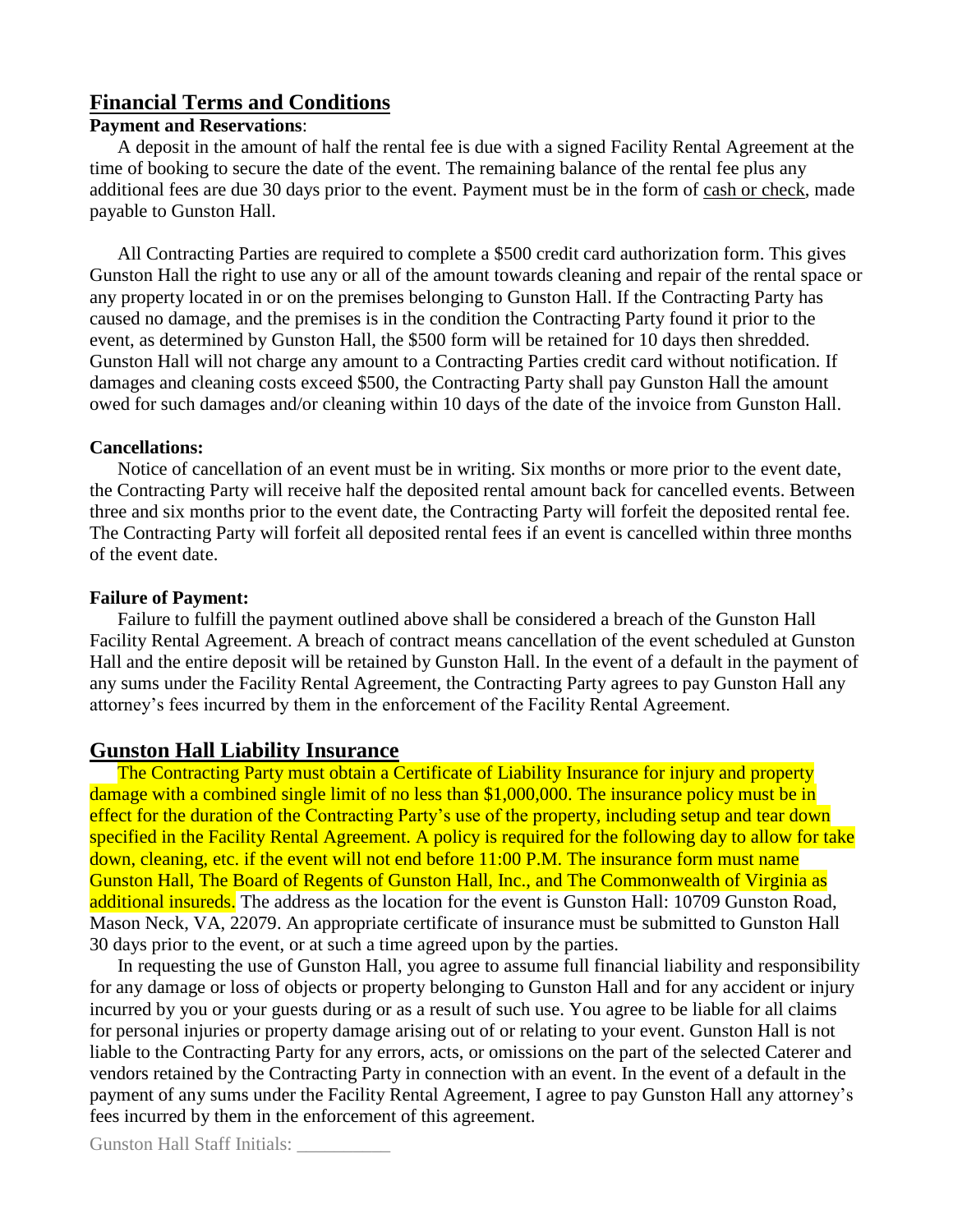## Financial Terms and Conditions

**Payment and Reservations**:

A deposit in the amount of half the rental fee is due with a signed Facility Rental Agreement at the time of booking to secure the date of the event. The remaining balance of the rental fee plus any additional fees are due 30 days prior to the event. Payment must be in the form of cash or check, made payable to Gunston Hall.

All Contracting Parties are required to complete a $500 credit card authorization form. This gives Gunston Hall the right to use any or all of the amount towards cleaning and repair of the rental space or any property located in or on the premises belonging to Gunston Hall. If the Contracting Party has caused no damage, and the premises is in the condition the Contracting Party found it prior to the event, as determined by Gunston Hall, the $500 form will be retained for 10 days then shredded. Gunston Hall will not charge any amount to a Contracting Parties credit card without notification. If damages and cleaning costs exceed $500, the Contracting Party shall pay Gunston Hall the amount owed for such damages and/or cleaning within 10 days of the date of the invoice from Gunston Hall.

**Cancellations:**

Notice of cancellation of an event must be in writing. Six months or more prior to the event date, the Contracting Party will receive half the deposited rental amount back for cancelled events. Between three and six months prior to the event date, the Contracting Party will forfeit the deposited rental fee. The Contracting Party will forfeit all deposited rental fees if an event is cancelled within three months of the event date.

**Failure of Payment:**

Failure to fulfill the payment outlined above shall be considered a breach of the Gunston Hall Facility Rental Agreement. A breach of contract means cancellation of the event scheduled at Gunston Hall and the entire deposit will be retained by Gunston Hall. In the event of a default in the payment of any sums under the Facility Rental Agreement, the Contracting Party agrees to pay Gunston Hall any attorney's fees incurred by them in the enforcement of the Facility Rental Agreement.

## Gunston Hall Liability Insurance

The Contracting Party must obtain a Certificate of Liability Insurance for injury and property damage with a combined single limit of no less than $1,000,000. The insurance policy must be in effect for the duration of the Contracting Party's use of the property, including setup and tear down specified in the Facility Rental Agreement. A policy is required for the following day to allow for take down, cleaning, etc. if the event will not end before 11:00 P.M. The insurance form must name Gunston Hall, The Board of Regents of Gunston Hall, Inc., and The Commonwealth of Virginia as additional insureds. The address as the location for the event is Gunston Hall: 10709 Gunston Road, Mason Neck, VA, 22079. An appropriate certificate of insurance must be submitted to Gunston Hall 30 days prior to the event, or at such a time agreed upon by the parties.

In requesting the use of Gunston Hall, you agree to assume full financial liability and responsibility for any damage or loss of objects or property belonging to Gunston Hall and for any accident or injury incurred by you or your guests during or as a result of such use. You agree to be liable for all claims for personal injuries or property damage arising out of or relating to your event. Gunston Hall is not liable to the Contracting Party for any errors, acts, or omissions on the part of the selected Caterer and vendors retained by the Contracting Party in connection with an event. In the event of a default in the payment of any sums under the Facility Rental Agreement, I agree to pay Gunston Hall any attorney's fees incurred by them in the enforcement of this agreement.

Gunston Hall Staff Initials: __________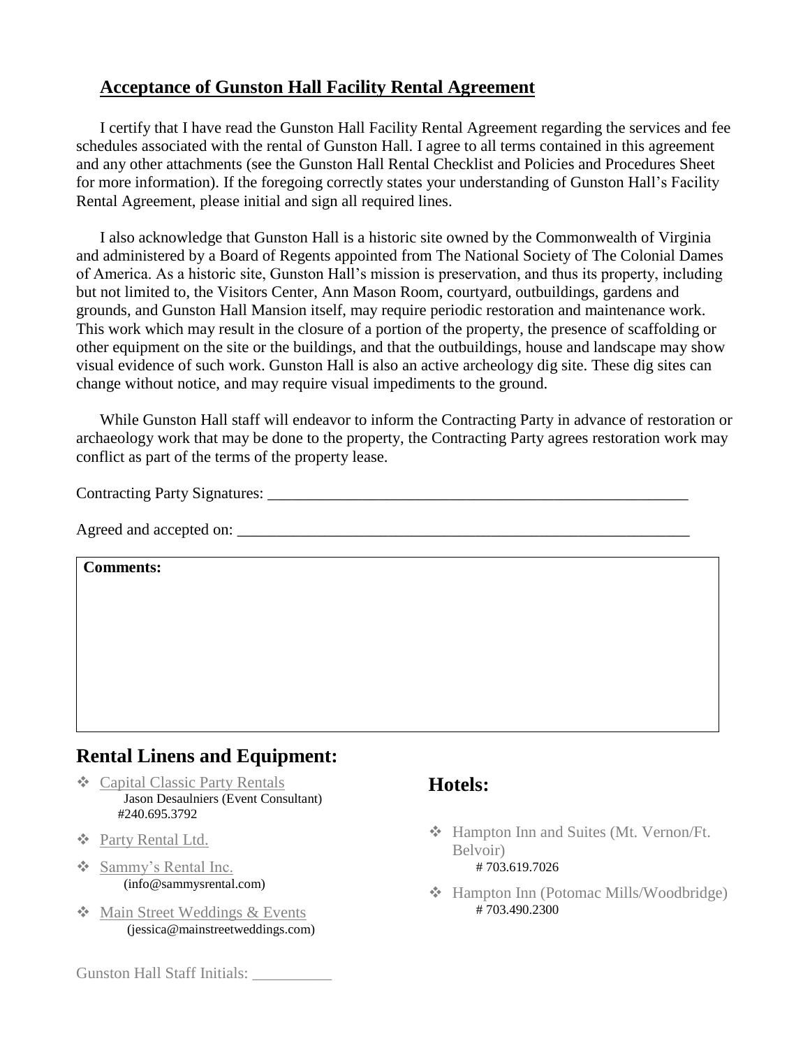## Acceptance of Gunston Hall Facility Rental Agreement

I certify that I have read the Gunston Hall Facility Rental Agreement regarding the services and fee schedules associated with the rental of Gunston Hall. I agree to all terms contained in this agreement and any other attachments (see the Gunston Hall Rental Checklist and Policies and Procedures Sheet for more information). If the foregoing correctly states your understanding of Gunston Hall's Facility Rental Agreement, please initial and sign all required lines.

I also acknowledge that Gunston Hall is a historic site owned by the Commonwealth of Virginia and administered by a Board of Regents appointed from The National Society of The Colonial Dames of America. As a historic site, Gunston Hall's mission is preservation, and thus its property, including but not limited to, the Visitors Center, Ann Mason Room, courtyard, outbuildings, gardens and grounds, and Gunston Hall Mansion itself, may require periodic restoration and maintenance work. This work which may result in the closure of a portion of the property, the presence of scaffolding or other equipment on the site or the buildings, and that the outbuildings, house and landscape may show visual evidence of such work. Gunston Hall is also an active archeology dig site. These dig sites can change without notice, and may require visual impediments to the ground.

While Gunston Hall staff will endeavor to inform the Contracting Party in advance of restoration or archaeology work that may be done to the property, the Contracting Party agrees restoration work may conflict as part of the terms of the property lease.

Contracting Party Signatures: _______________________________________________________

Agreed and accepted on: ___________________________________________________________

**Comments:**

## Rental Linens and Equipment:

- Capital Classic Party Rentals
  Jason Desaulniers (Event Consultant)
  #240.695.3792
- Party Rental Ltd.
- Sammy's Rental Inc.
  (info@sammysrental.com)
- Main Street Weddings & Events
  (jessica@mainstreetweddings.com)

## Hotels:

- Hampton Inn and Suites (Mt. Vernon/Ft. Belvoir)
  # 703.619.7026
- Hampton Inn (Potomac Mills/Woodbridge)
  # 703.490.2300

Gunston Hall Staff Initials: __________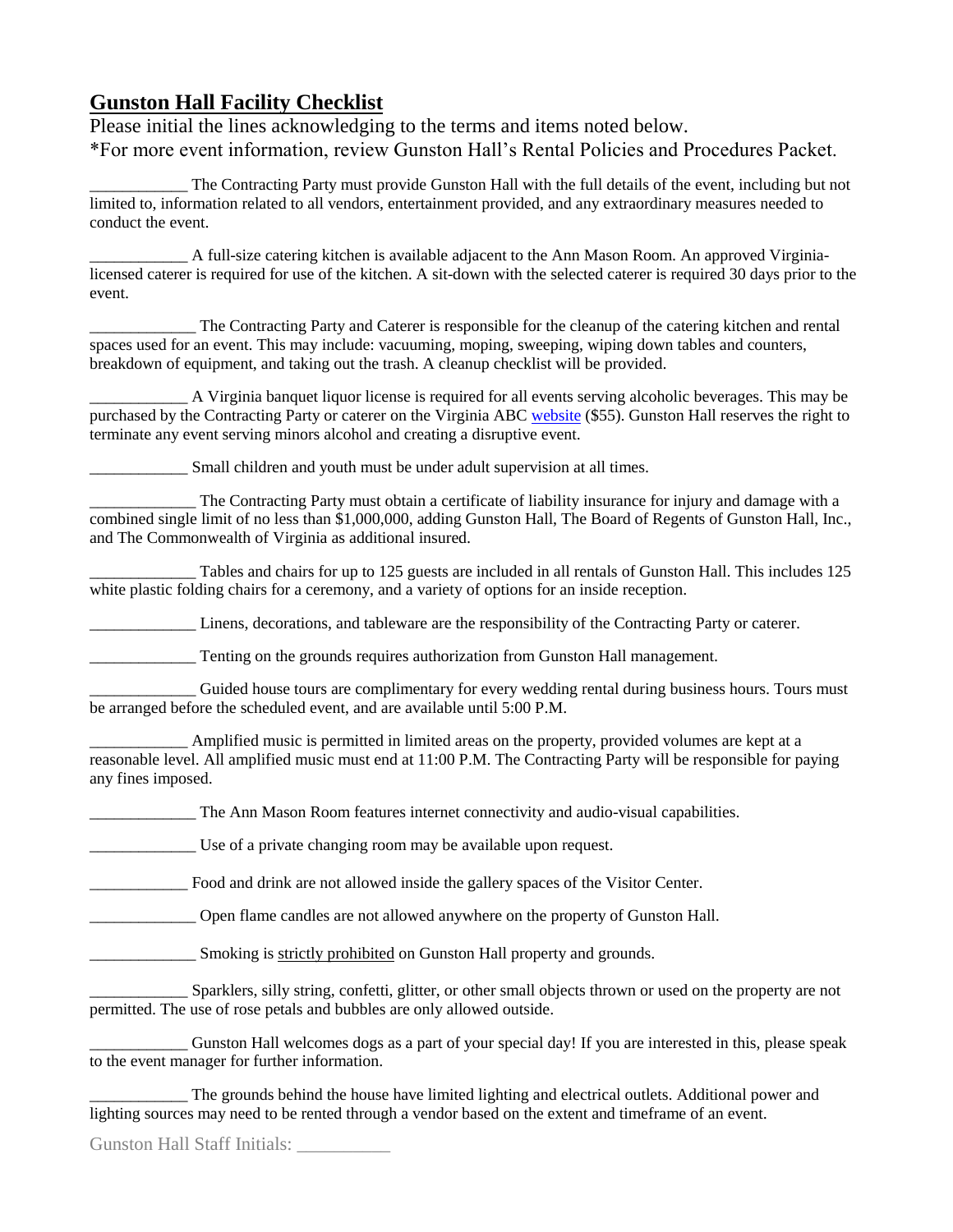## **Gunston Hall Facility Checklist**

Please initial the lines acknowledging to the terms and items noted below.
*For more event information, review Gunston Hall's Rental Policies and Procedures Packet.

____________ The Contracting Party must provide Gunston Hall with the full details of the event, including but not limited to, information related to all vendors, entertainment provided, and any extraordinary measures needed to conduct the event.

____________ A full-size catering kitchen is available adjacent to the Ann Mason Room. An approved Virginia-licensed caterer is required for use of the kitchen. A sit-down with the selected caterer is required 30 days prior to the event.

_____________ The Contracting Party and Caterer is responsible for the cleanup of the catering kitchen and rental spaces used for an event. This may include: vacuuming, moping, sweeping, wiping down tables and counters, breakdown of equipment, and taking out the trash. A cleanup checklist will be provided.

____________ A Virginia banquet liquor license is required for all events serving alcoholic beverages. This may be purchased by the Contracting Party or caterer on the Virginia ABC website ($55). Gunston Hall reserves the right to terminate any event serving minors alcohol and creating a disruptive event.

____________ Small children and youth must be under adult supervision at all times.

_____________ The Contracting Party must obtain a certificate of liability insurance for injury and damage with a combined single limit of no less than $1,000,000, adding Gunston Hall, The Board of Regents of Gunston Hall, Inc., and The Commonwealth of Virginia as additional insured.

_____________ Tables and chairs for up to 125 guests are included in all rentals of Gunston Hall. This includes 125 white plastic folding chairs for a ceremony, and a variety of options for an inside reception.

_____________ Linens, decorations, and tableware are the responsibility of the Contracting Party or caterer.

_____________ Tenting on the grounds requires authorization from Gunston Hall management.

_____________ Guided house tours are complimentary for every wedding rental during business hours. Tours must be arranged before the scheduled event, and are available until 5:00 P.M.

____________ Amplified music is permitted in limited areas on the property, provided volumes are kept at a reasonable level. All amplified music must end at 11:00 P.M. The Contracting Party will be responsible for paying any fines imposed.

_____________ The Ann Mason Room features internet connectivity and audio-visual capabilities.

_____________ Use of a private changing room may be available upon request.

____________ Food and drink are not allowed inside the gallery spaces of the Visitor Center.

_____________ Open flame candles are not allowed anywhere on the property of Gunston Hall.

_____________ Smoking is strictly prohibited on Gunston Hall property and grounds.

____________ Sparklers, silly string, confetti, glitter, or other small objects thrown or used on the property are not permitted. The use of rose petals and bubbles are only allowed outside.

____________ Gunston Hall welcomes dogs as a part of your special day! If you are interested in this, please speak to the event manager for further information.

____________ The grounds behind the house have limited lighting and electrical outlets. Additional power and lighting sources may need to be rented through a vendor based on the extent and timeframe of an event.

Gunston Hall Staff Initials: __________